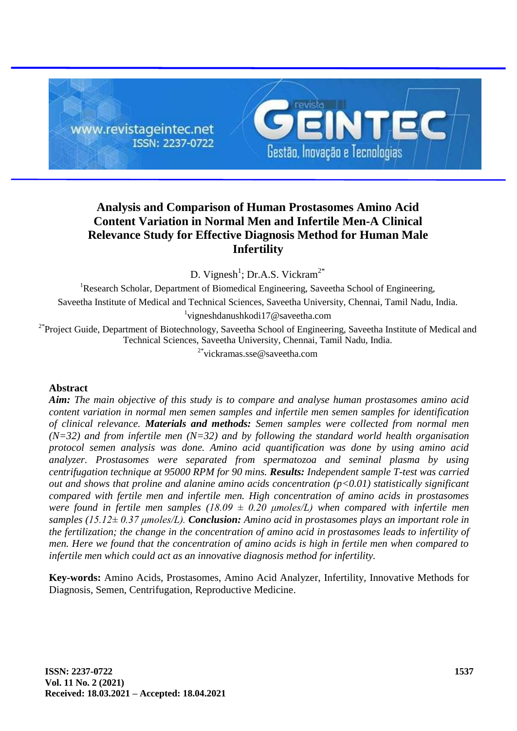# Analysis and Comparison of Human Prostasomes Amino Acid Content Variation in Normal Men and Infertile Men-A Clinical Relevance Study for Effective Diagnosis Method for Human Male Infertility

D. Vignesh[1]; Dr.A.S. Vickram[2*]

[1]Research Scholar, Department of Biomedical Engineering, Saveetha School of Engineering, Saveetha Institute of Medical and Technical Sciences, Saveetha University, Chennai, Tamil Nadu, India.
[1]vigneshdanushkodi17@saveetha.com

[2*]Project Guide, Department of Biotechnology, Saveetha School of Engineering, Saveetha Institute of Medical and Technical Sciences, Saveetha University, Chennai, Tamil Nadu, India.
[2*]vickramas.sse@saveetha.com

## Abstract

***Aim:*** *The main objective of this study is to compare and analyse human prostasomes amino acid content variation in normal men semen samples and infertile men semen samples for identification of clinical relevance.* ***Materials and methods:*** *Semen samples were collected from normal men (N=32) and from infertile men (N=32) and by following the standard world health organisation protocol semen analysis was done. Amino acid quantification was done by using amino acid analyzer. Prostasomes were separated from spermatozoa and seminal plasma by using centrifugation technique at 95000 RPM for 90 mins.* ***Results:*** *Independent sample T-test was carried out and shows that proline and alanine amino acids concentration ($p<0.01$) statistically significant compared with fertile men and infertile men. High concentration of amino acids in prostasomes were found in fertile men samples ($18.09 \pm 0.20$ μmoles/L) when compared with infertile men samples ($15.12 \pm 0.37$ μmoles/L).* ***Conclusion:*** *Amino acid in prostasomes plays an important role in the fertilization; the change in the concentration of amino acid in prostasomes leads to infertility of men. Here we found that the concentration of amino acids is high in fertile men when compared to infertile men which could act as an innovative diagnosis method for infertility.*

**Key-words:** Amino Acids, Prostasomes, Amino Acid Analyzer, Infertility, Innovative Methods for Diagnosis, Semen, Centrifugation, Reproductive Medicine.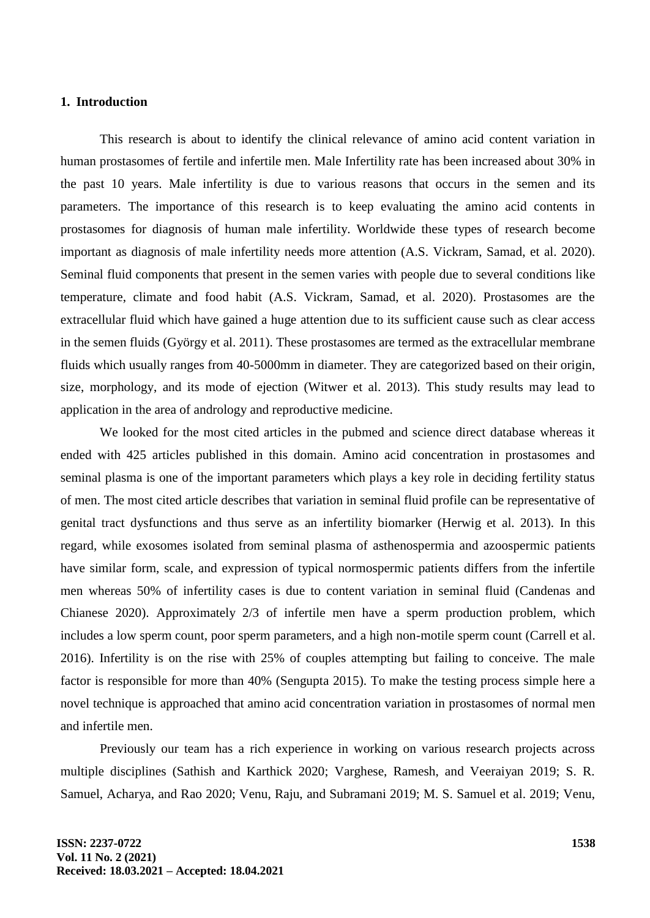## 1. Introduction

This research is about to identify the clinical relevance of amino acid content variation in human prostasomes of fertile and infertile men. Male Infertility rate has been increased about 30% in the past 10 years. Male infertility is due to various reasons that occurs in the semen and its parameters. The importance of this research is to keep evaluating the amino acid contents in prostasomes for diagnosis of human male infertility. Worldwide these types of research become important as diagnosis of male infertility needs more attention (A.S. Vickram, Samad, et al. 2020). Seminal fluid components that present in the semen varies with people due to several conditions like temperature, climate and food habit (A.S. Vickram, Samad, et al. 2020). Prostasomes are the extracellular fluid which have gained a huge attention due to its sufficient cause such as clear access in the semen fluids (György et al. 2011). These prostasomes are termed as the extracellular membrane fluids which usually ranges from 40-5000mm in diameter. They are categorized based on their origin, size, morphology, and its mode of ejection (Witwer et al. 2013). This study results may lead to application in the area of andrology and reproductive medicine.

We looked for the most cited articles in the pubmed and science direct database whereas it ended with 425 articles published in this domain. Amino acid concentration in prostasomes and seminal plasma is one of the important parameters which plays a key role in deciding fertility status of men. The most cited article describes that variation in seminal fluid profile can be representative of genital tract dysfunctions and thus serve as an infertility biomarker (Herwig et al. 2013). In this regard, while exosomes isolated from seminal plasma of asthenospermia and azoospermic patients have similar form, scale, and expression of typical normospermic patients differs from the infertile men whereas 50% of infertility cases is due to content variation in seminal fluid (Candenas and Chianese 2020). Approximately 2/3 of infertile men have a sperm production problem, which includes a low sperm count, poor sperm parameters, and a high non-motile sperm count (Carrell et al. 2016). Infertility is on the rise with 25% of couples attempting but failing to conceive. The male factor is responsible for more than 40% (Sengupta 2015). To make the testing process simple here a novel technique is approached that amino acid concentration variation in prostasomes of normal men and infertile men.

Previously our team has a rich experience in working on various research projects across multiple disciplines (Sathish and Karthick 2020; Varghese, Ramesh, and Veeraiyan 2019; S. R. Samuel, Acharya, and Rao 2020; Venu, Raju, and Subramani 2019; M. S. Samuel et al. 2019; Venu,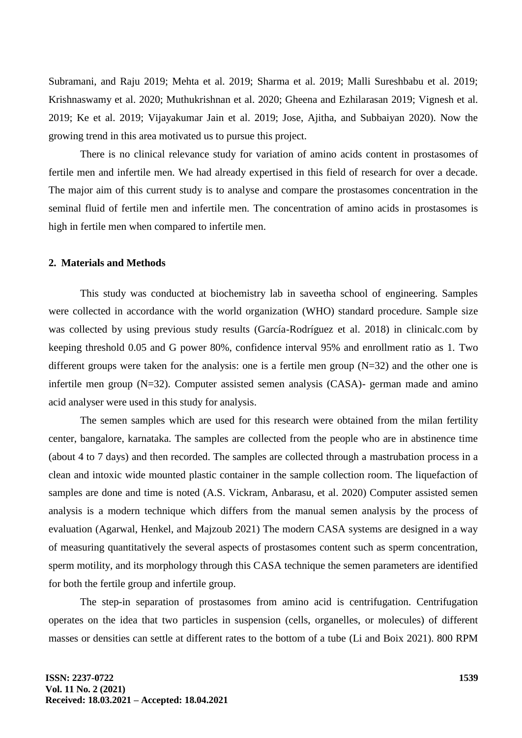Subramani, and Raju 2019; Mehta et al. 2019; Sharma et al. 2019; Malli Sureshbabu et al. 2019; Krishnaswamy et al. 2020; Muthukrishnan et al. 2020; Gheena and Ezhilarasan 2019; Vignesh et al. 2019; Ke et al. 2019; Vijayakumar Jain et al. 2019; Jose, Ajitha, and Subbaiyan 2020). Now the growing trend in this area motivated us to pursue this project.

There is no clinical relevance study for variation of amino acids content in prostasomes of fertile men and infertile men. We had already expertised in this field of research for over a decade. The major aim of this current study is to analyse and compare the prostasomes concentration in the seminal fluid of fertile men and infertile men. The concentration of amino acids in prostasomes is high in fertile men when compared to infertile men.

## 2. Materials and Methods

This study was conducted at biochemistry lab in saveetha school of engineering. Samples were collected in accordance with the world organization (WHO) standard procedure. Sample size was collected by using previous study results (García-Rodríguez et al. 2018) in clinicalc.com by keeping threshold 0.05 and G power 80%, confidence interval 95% and enrollment ratio as 1. Two different groups were taken for the analysis: one is a fertile men group (N=32) and the other one is infertile men group (N=32). Computer assisted semen analysis (CASA)- german made and amino acid analyser were used in this study for analysis.

The semen samples which are used for this research were obtained from the milan fertility center, bangalore, karnataka. The samples are collected from the people who are in abstinence time (about 4 to 7 days) and then recorded. The samples are collected through a mastrubation process in a clean and intoxic wide mounted plastic container in the sample collection room. The liquefaction of samples are done and time is noted (A.S. Vickram, Anbarasu, et al. 2020) Computer assisted semen analysis is a modern technique which differs from the manual semen analysis by the process of evaluation (Agarwal, Henkel, and Majzoub 2021) The modern CASA systems are designed in a way of measuring quantitatively the several aspects of prostasomes content such as sperm concentration, sperm motility, and its morphology through this CASA technique the semen parameters are identified for both the fertile group and infertile group.

The step-in separation of prostasomes from amino acid is centrifugation. Centrifugation operates on the idea that two particles in suspension (cells, organelles, or molecules) of different masses or densities can settle at different rates to the bottom of a tube (Li and Boix 2021). 800 RPM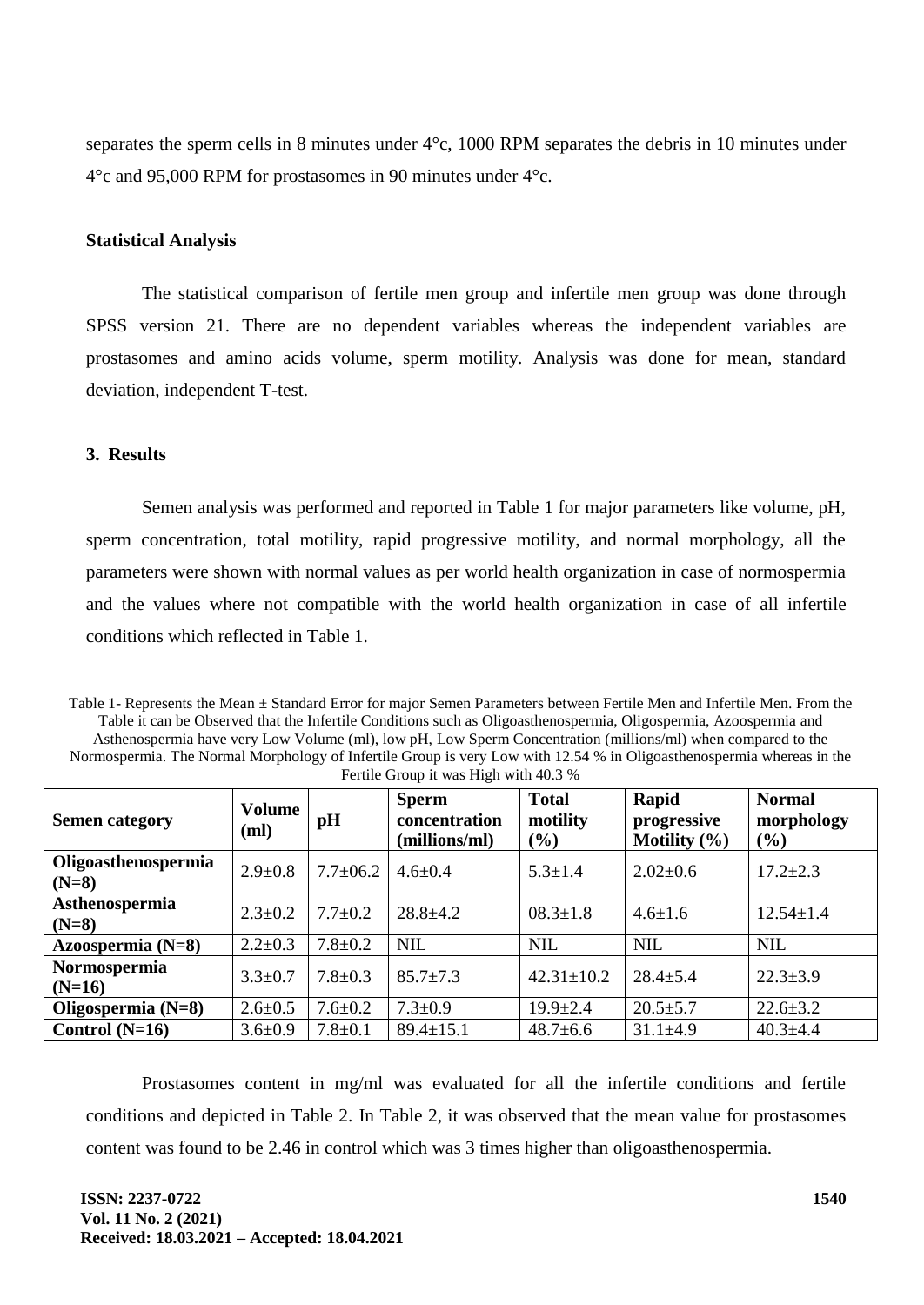separates the sperm cells in 8 minutes under 4°c, 1000 RPM separates the debris in 10 minutes under 4°c and 95,000 RPM for prostasomes in 90 minutes under 4°c.

**Statistical Analysis**

The statistical comparison of fertile men group and infertile men group was done through SPSS version 21. There are no dependent variables whereas the independent variables are prostasomes and amino acids volume, sperm motility. Analysis was done for mean, standard deviation, independent T-test.

## 3. Results

Semen analysis was performed and reported in Table 1 for major parameters like volume, pH, sperm concentration, total motility, rapid progressive motility, and normal morphology, all the parameters were shown with normal values as per world health organization in case of normospermia and the values where not compatible with the world health organization in case of all infertile conditions which reflected in Table 1.

Table 1- Represents the Mean ± Standard Error for major Semen Parameters between Fertile Men and Infertile Men. From the Table it can be Observed that the Infertile Conditions such as Oligoasthenospermia, Oligospermia, Azoospermia and Asthenospermia have very Low Volume (ml), low pH, Low Sperm Concentration (millions/ml) when compared to the Normospermia. The Normal Morphology of Infertile Group is very Low with 12.54 % in Oligoasthenospermia whereas in the Fertile Group it was High with 40.3 %

| Semen category | Volume (ml) | pH | Sperm concentration (millions/ml) | Total motility (%) | Rapid progressive Motility (%) | Normal morphology (%) |
|---|---|---|---|---|---|---|
| **Oligoasthenospermia (N=8)** | 2.9±0.8 | 7.7±06.2 | 4.6±0.4 | 5.3±1.4 | 2.02±0.6 | 17.2±2.3 |
| **Asthenospermia (N=8)** | 2.3±0.2 | 7.7±0.2 | 28.8±4.2 | 08.3±1.8 | 4.6±1.6 | 12.54±1.4 |
| **Azoospermia (N=8)** | 2.2±0.3 | 7.8±0.2 | NIL | NIL | NIL | NIL |
| **Normospermia (N=16)** | 3.3±0.7 | 7.8±0.3 | 85.7±7.3 | 42.31±10.2 | 28.4±5.4 | 22.3±3.9 |
| **Oligospermia (N=8)** | 2.6±0.5 | 7.6±0.2 | 7.3±0.9 | 19.9±2.4 | 20.5±5.7 | 22.6±3.2 |
| **Control (N=16)** | 3.6±0.9 | 7.8±0.1 | 89.4±15.1 | 48.7±6.6 | 31.1±4.9 | 40.3±4.4 |

Prostasomes content in mg/ml was evaluated for all the infertile conditions and fertile conditions and depicted in Table 2. In Table 2, it was observed that the mean value for prostasomes content was found to be 2.46 in control which was 3 times higher than oligoasthenospermia.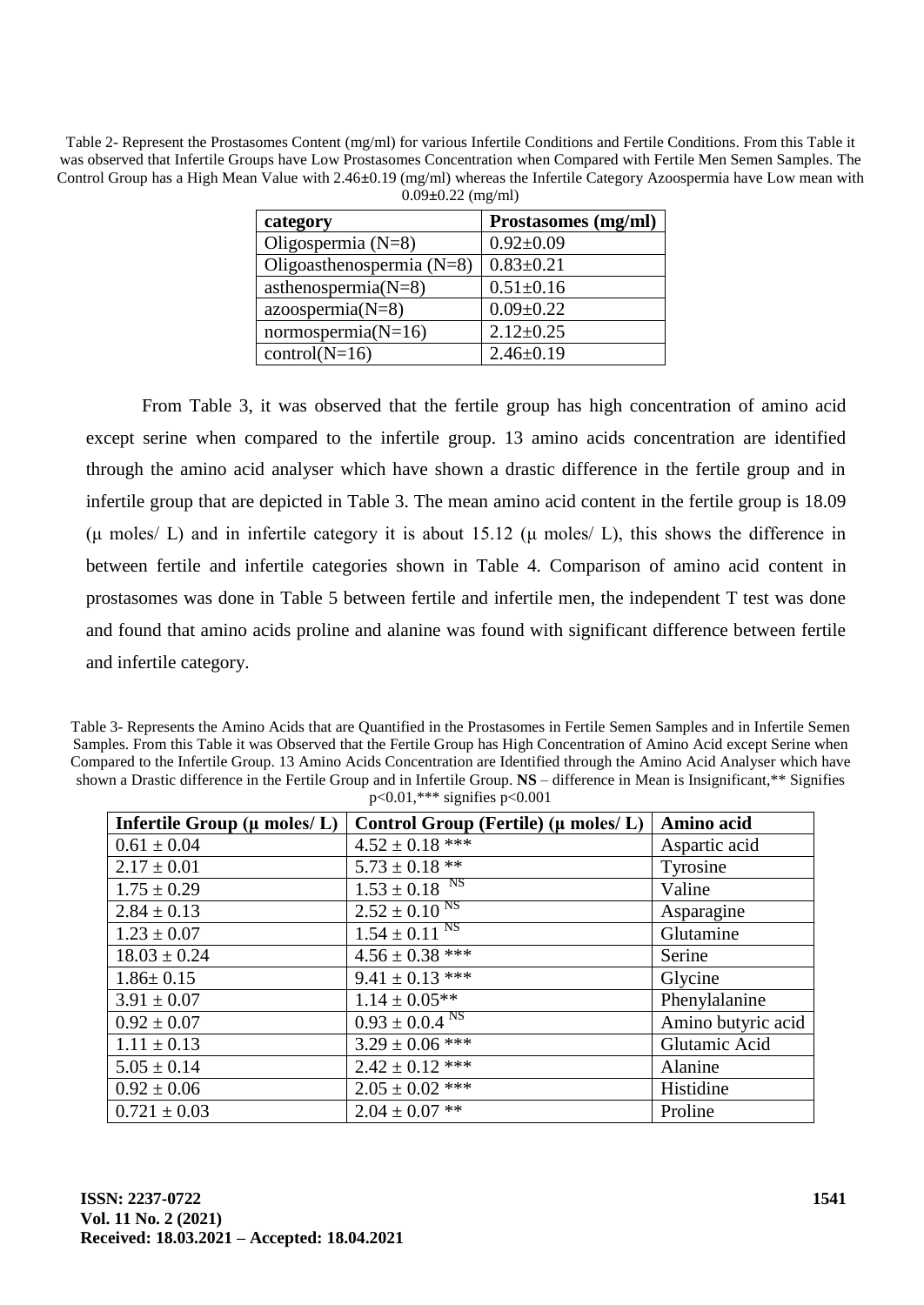Table 2- Represent the Prostasomes Content (mg/ml) for various Infertile Conditions and Fertile Conditions. From this Table it was observed that Infertile Groups have Low Prostasomes Concentration when Compared with Fertile Men Semen Samples. The Control Group has a High Mean Value with 2.46±0.19 (mg/ml) whereas the Infertile Category Azoospermia have Low mean with 0.09±0.22 (mg/ml)

| category | Prostasomes (mg/ml) |
|---|---|
| Oligospermia (N=8) | 0.92±0.09 |
| Oligoasthenospermia (N=8) | 0.83±0.21 |
| asthenospermia(N=8) | 0.51±0.16 |
| azoospermia(N=8) | 0.09±0.22 |
| normospermia(N=16) | 2.12±0.25 |
| control(N=16) | 2.46±0.19 |

From Table 3, it was observed that the fertile group has high concentration of amino acid except serine when compared to the infertile group. 13 amino acids concentration are identified through the amino acid analyser which have shown a drastic difference in the fertile group and in infertile group that are depicted in Table 3. The mean amino acid content in the fertile group is 18.09 (μ moles/ L) and in infertile category it is about 15.12 (μ moles/ L), this shows the difference in between fertile and infertile categories shown in Table 4. Comparison of amino acid content in prostasomes was done in Table 5 between fertile and infertile men, the independent T test was done and found that amino acids proline and alanine was found with significant difference between fertile and infertile category.

Table 3- Represents the Amino Acids that are Quantified in the Prostasomes in Fertile Semen Samples and in Infertile Semen Samples. From this Table it was Observed that the Fertile Group has High Concentration of Amino Acid except Serine when Compared to the Infertile Group. 13 Amino Acids Concentration are Identified through the Amino Acid Analyser which have shown a Drastic difference in the Fertile Group and in Infertile Group. **NS** – difference in Mean is Insignificant,** Signifies p<0.01,*** signifies p<0.001

| Infertile Group (μ moles/ L) | Control Group (Fertile) (μ moles/ L) | Amino acid |
|---|---|---|
| 0.61 ± 0.04 | 4.52 ± 0.18 *** | Aspartic acid |
| 2.17 ± 0.01 | 5.73 ± 0.18 ** | Tyrosine |
| 1.75 ± 0.29 | 1.53 ± 0.18 NS | Valine |
| 2.84 ± 0.13 | 2.52 ± 0.10 NS | Asparagine |
| 1.23 ± 0.07 | 1.54 ± 0.11 NS | Glutamine |
| 18.03 ± 0.24 | 4.56 ± 0.38 *** | Serine |
| 1.86± 0.15 | 9.41 ± 0.13 *** | Glycine |
| 3.91 ± 0.07 | 1.14 ± 0.05** | Phenylalanine |
| 0.92 ± 0.07 | 0.93 ± 0.4 NS | Amino butyric acid |
| 1.11 ± 0.13 | 3.29 ± 0.06 *** | Glutamic Acid |
| 5.05 ± 0.14 | 2.42 ± 0.12 *** | Alanine |
| 0.92 ± 0.06 | 2.05 ± 0.02 *** | Histidine |
| 0.721 ± 0.03 | 2.04 ± 0.07 ** | Proline |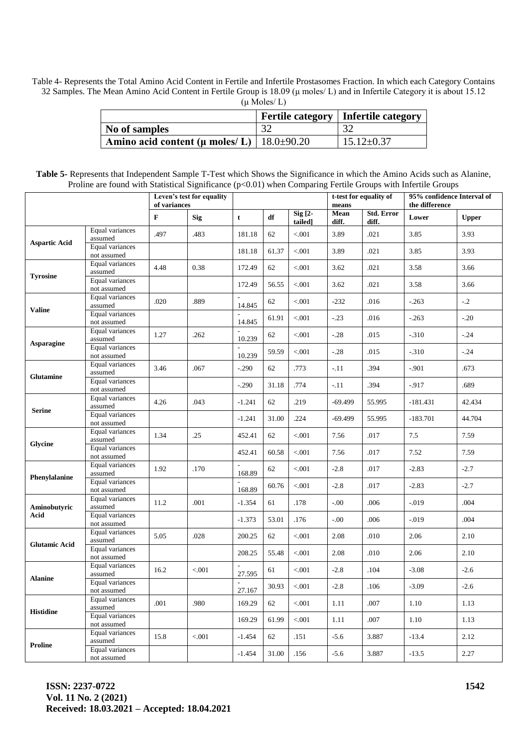Table 4- Represents the Total Amino Acid Content in Fertile and Infertile Prostasomes Fraction. In which each Category Contains 32 Samples. The Mean Amino Acid Content in Fertile Group is 18.09 (μ moles/ L) and in Infertile Category it is about 15.12 (μ Moles/ L)

| | Fertile category | Infertile category |
|---|---|---|
| No of samples | 32 | 32 |
| Amino acid content (μ moles/ L) | 18.0±90.20 | 15.12±0.37 |

**Table 5-** Represents that Independent Sample T-Test which Shows the Significance in which the Amino Acids such as Alanine, Proline are found with Statistical Significance (p<0.01) when Comparing Fertile Groups with Infertile Groups

| | | Leven's test for equality of variances | | | | | t-test for equality of means | | 95% confidence Interval of the difference | |
|---|---|---|---|---|---|---|---|---|---|---|
| | | F | Sig | t | df | Sig [2-tailed] | Mean diff. | Std. Error diff. | Lower | Upper |
| Aspartic Acid | Equal variances assumed | .497 | .483 | 181.18 | 62 | <.001 | 3.89 | .021 | 3.85 | 3.93 |
| | Equal variances not assumed | | | 181.18 | 61.37 | <.001 | 3.89 | .021 | 3.85 | 3.93 |
| Tyrosine | Equal variances assumed | 4.48 | 0.38 | 172.49 | 62 | <.001 | 3.62 | .021 | 3.58 | 3.66 |
| | Equal variances not assumed | | | 172.49 | 56.55 | <.001 | 3.62 | .021 | 3.58 | 3.66 |
| Valine | Equal variances assumed | .020 | .889 | -14.845 | 62 | <.001 | -232 | .016 | -.263 | -.2 |
| | Equal variances not assumed | | | -14.845 | 61.91 | <.001 | -.23 | .016 | -.263 | -.20 |
| Asparagine | Equal variances assumed | 1.27 | .262 | -10.239 | 62 | <.001 | -.28 | .015 | -.310 | -.24 |
| | Equal variances not assumed | | | -10.239 | 59.59 | <.001 | -.28 | .015 | -.310 | -.24 |
| Glutamine | Equal variances assumed | 3.46 | .067 | -.290 | 62 | .773 | -.11 | .394 | -.901 | .673 |
| | Equal variances not assumed | | | -.290 | 31.18 | .774 | -.11 | .394 | -.917 | .689 |
| Serine | Equal variances assumed | 4.26 | .043 | -1.241 | 62 | .219 | -69.499 | 55.995 | -181.431 | 42.434 |
| | Equal variances not assumed | | | -1.241 | 31.00 | .224 | -69.499 | 55.995 | -183.701 | 44.704 |
| Glycine | Equal variances assumed | 1.34 | .25 | 452.41 | 62 | <.001 | 7.56 | .017 | 7.5 | 7.59 |
| | Equal variances not assumed | | | 452.41 | 60.58 | <.001 | 7.56 | .017 | 7.52 | 7.59 |
| Phenylalanine | Equal variances assumed | 1.92 | .170 | -168.89 | 62 | <.001 | -2.8 | .017 | -2.83 | -2.7 |
| | Equal variances not assumed | | | -168.89 | 60.76 | <.001 | -2.8 | .017 | -2.83 | -2.7 |
| Aminobutyric Acid | Equal variances assumed | 11.2 | .001 | -1.354 | 61 | .178 | -.00 | .006 | -.019 | .004 |
| | Equal variances not assumed | | | -1.373 | 53.01 | .176 | -.00 | .006 | -.019 | .004 |
| Glutamic Acid | Equal variances assumed | 5.05 | .028 | 200.25 | 62 | <.001 | 2.08 | .010 | 2.06 | 2.10 |
| | Equal variances not assumed | | | 208.25 | 55.48 | <.001 | 2.08 | .010 | 2.06 | 2.10 |
| Alanine | Equal variances assumed | 16.2 | <.001 | -27.595 | 61 | <.001 | -2.8 | .104 | -3.08 | -2.6 |
| | Equal variances not assumed | | | -27.167 | 30.93 | <.001 | -2.8 | .106 | -3.09 | -2.6 |
| Histidine | Equal variances assumed | .001 | .980 | 169.29 | 62 | <.001 | 1.11 | .007 | 1.10 | 1.13 |
| | Equal variances not assumed | | | 169.29 | 61.99 | <.001 | 1.11 | .007 | 1.10 | 1.13 |
| Proline | Equal variances assumed | 15.8 | <.001 | -1.454 | 62 | .151 | -5.6 | 3.887 | -13.4 | 2.12 |
| | Equal variances not assumed | | | -1.454 | 31.00 | .156 | -5.6 | 3.887 | -13.5 | 2.27 |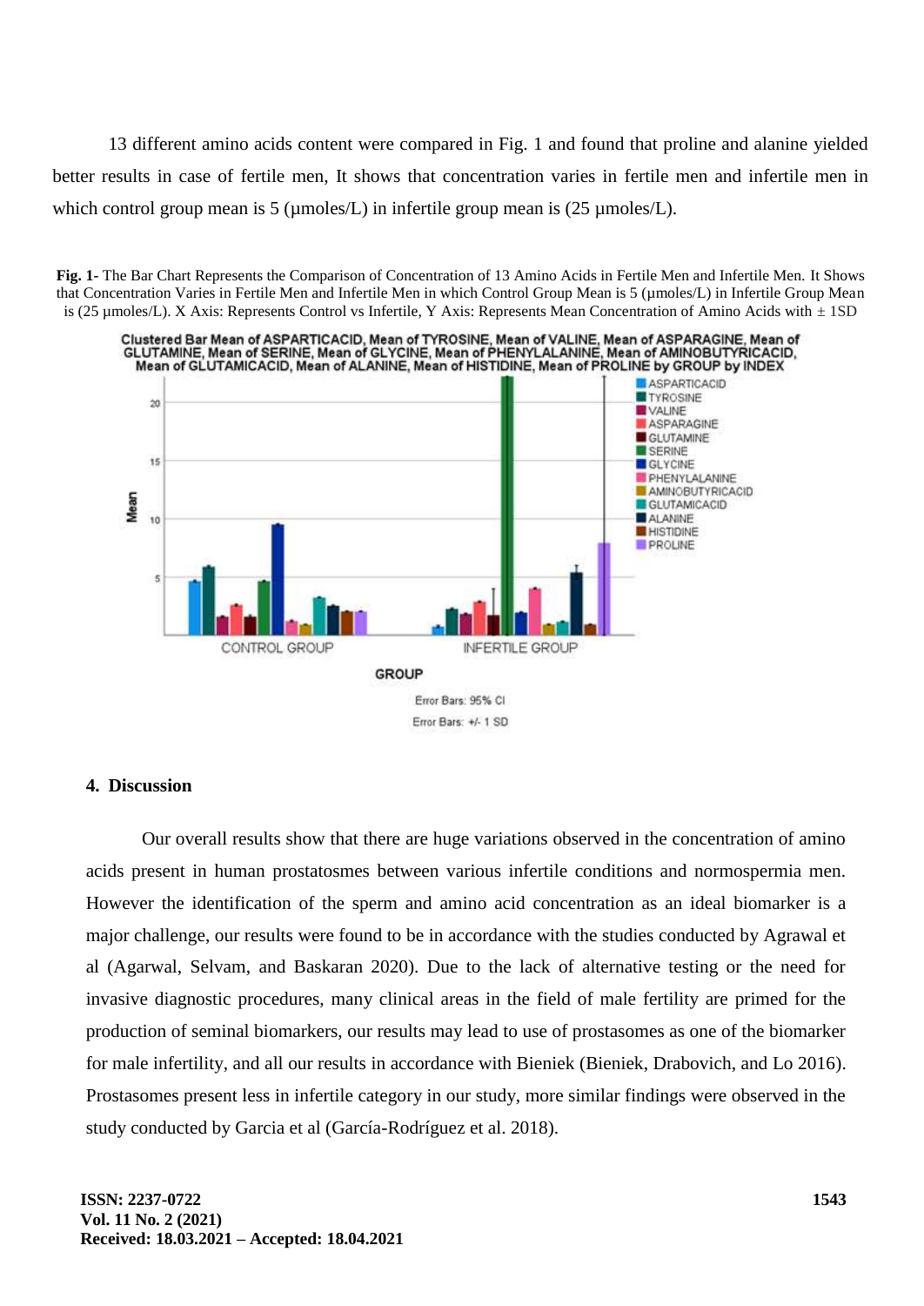13 different amino acids content were compared in Fig. 1 and found that proline and alanine yielded better results in case of fertile men, It shows that concentration varies in fertile men and infertile men in which control group mean is 5 (µmoles/L) in infertile group mean is (25 µmoles/L).

**Fig. 1**- The Bar Chart Represents the Comparison of Concentration of 13 Amino Acids in Fertile Men and Infertile Men. It Shows that Concentration Varies in Fertile Men and Infertile Men in which Control Group Mean is 5 (µmoles/L) in Infertile Group Mean is (25 µmoles/L). X Axis: Represents Control vs Infertile, Y Axis: Represents Mean Concentration of Amino Acids with ± 1SD

## 4. Discussion

Our overall results show that there are huge variations observed in the concentration of amino acids present in human prostatosmes between various infertile conditions and normospermia men. However the identification of the sperm and amino acid concentration as an ideal biomarker is a major challenge, our results were found to be in accordance with the studies conducted by Agrawal et al (Agarwal, Selvam, and Baskaran 2020). Due to the lack of alternative testing or the need for invasive diagnostic procedures, many clinical areas in the field of male fertility are primed for the production of seminal biomarkers, our results may lead to use of prostasomes as one of the biomarker for male infertility, and all our results in accordance with Bieniek (Bieniek, Drabovich, and Lo 2016). Prostasomes present less in infertile category in our study, more similar findings were observed in the study conducted by Garcia et al (García-Rodríguez et al. 2018).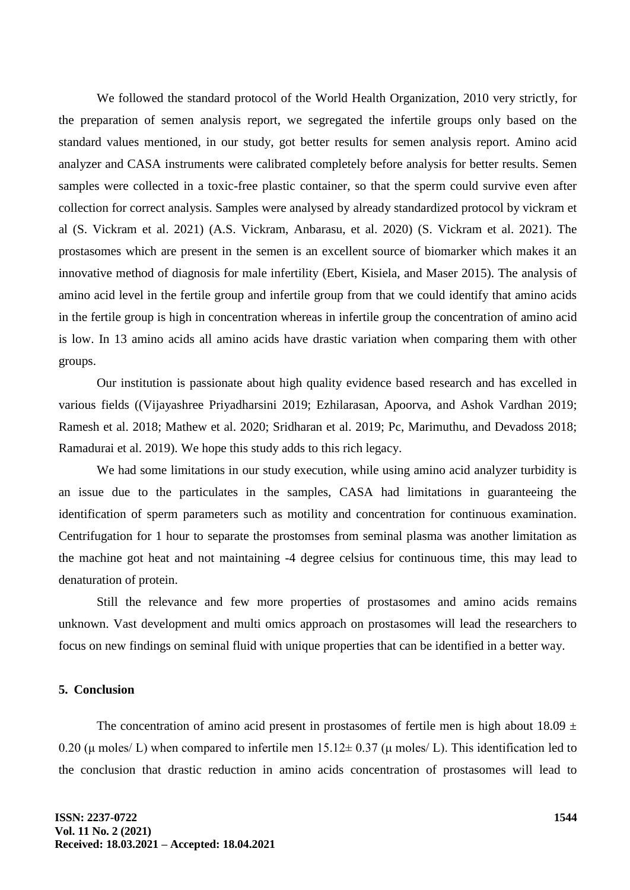We followed the standard protocol of the World Health Organization, 2010 very strictly, for the preparation of semen analysis report, we segregated the infertile groups only based on the standard values mentioned, in our study, got better results for semen analysis report. Amino acid analyzer and CASA instruments were calibrated completely before analysis for better results. Semen samples were collected in a toxic-free plastic container, so that the sperm could survive even after collection for correct analysis. Samples were analysed by already standardized protocol by vickram et al (S. Vickram et al. 2021) (A.S. Vickram, Anbarasu, et al. 2020) (S. Vickram et al. 2021). The prostasomes which are present in the semen is an excellent source of biomarker which makes it an innovative method of diagnosis for male infertility (Ebert, Kisiela, and Maser 2015). The analysis of amino acid level in the fertile group and infertile group from that we could identify that amino acids in the fertile group is high in concentration whereas in infertile group the concentration of amino acid is low. In 13 amino acids all amino acids have drastic variation when comparing them with other groups.

Our institution is passionate about high quality evidence based research and has excelled in various fields ((Vijayashree Priyadharsini 2019; Ezhilarasan, Apoorva, and Ashok Vardhan 2019; Ramesh et al. 2018; Mathew et al. 2020; Sridharan et al. 2019; Pc, Marimuthu, and Devadoss 2018; Ramadurai et al. 2019). We hope this study adds to this rich legacy.

We had some limitations in our study execution, while using amino acid analyzer turbidity is an issue due to the particulates in the samples, CASA had limitations in guaranteeing the identification of sperm parameters such as motility and concentration for continuous examination. Centrifugation for 1 hour to separate the prostomses from seminal plasma was another limitation as the machine got heat and not maintaining -4 degree celsius for continuous time, this may lead to denaturation of protein.

Still the relevance and few more properties of prostasomes and amino acids remains unknown. Vast development and multi omics approach on prostasomes will lead the researchers to focus on new findings on seminal fluid with unique properties that can be identified in a better way.

## 5. Conclusion

The concentration of amino acid present in prostasomes of fertile men is high about $18.09 \pm 0.20$ (μ moles/ L) when compared to infertile men $15.12 \pm 0.37$ (μ moles/ L). This identification led to the conclusion that drastic reduction in amino acids concentration of prostasomes will lead to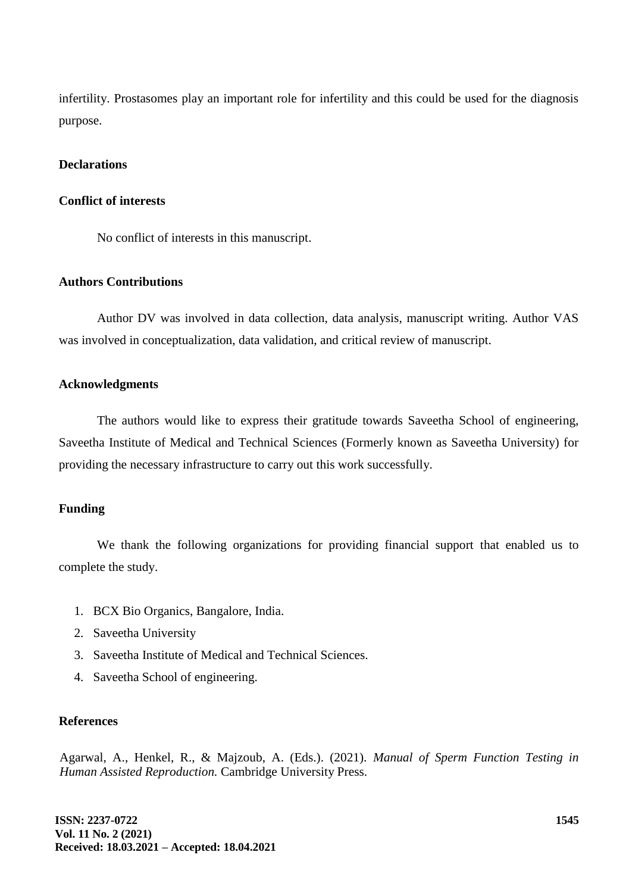infertility. Prostasomes play an important role for infertility and this could be used for the diagnosis purpose.

## Declarations

### Conflict of interests

No conflict of interests in this manuscript.

### Authors Contributions

Author DV was involved in data collection, data analysis, manuscript writing. Author VAS was involved in conceptualization, data validation, and critical review of manuscript.

### Acknowledgments

The authors would like to express their gratitude towards Saveetha School of engineering, Saveetha Institute of Medical and Technical Sciences (Formerly known as Saveetha University) for providing the necessary infrastructure to carry out this work successfully.

### Funding

We thank the following organizations for providing financial support that enabled us to complete the study.

1. BCX Bio Organics, Bangalore, India.
2. Saveetha University
3. Saveetha Institute of Medical and Technical Sciences.
4. Saveetha School of engineering.

## References

Agarwal, A., Henkel, R., & Majzoub, A. (Eds.). (2021). *Manual of Sperm Function Testing in Human Assisted Reproduction.* Cambridge University Press.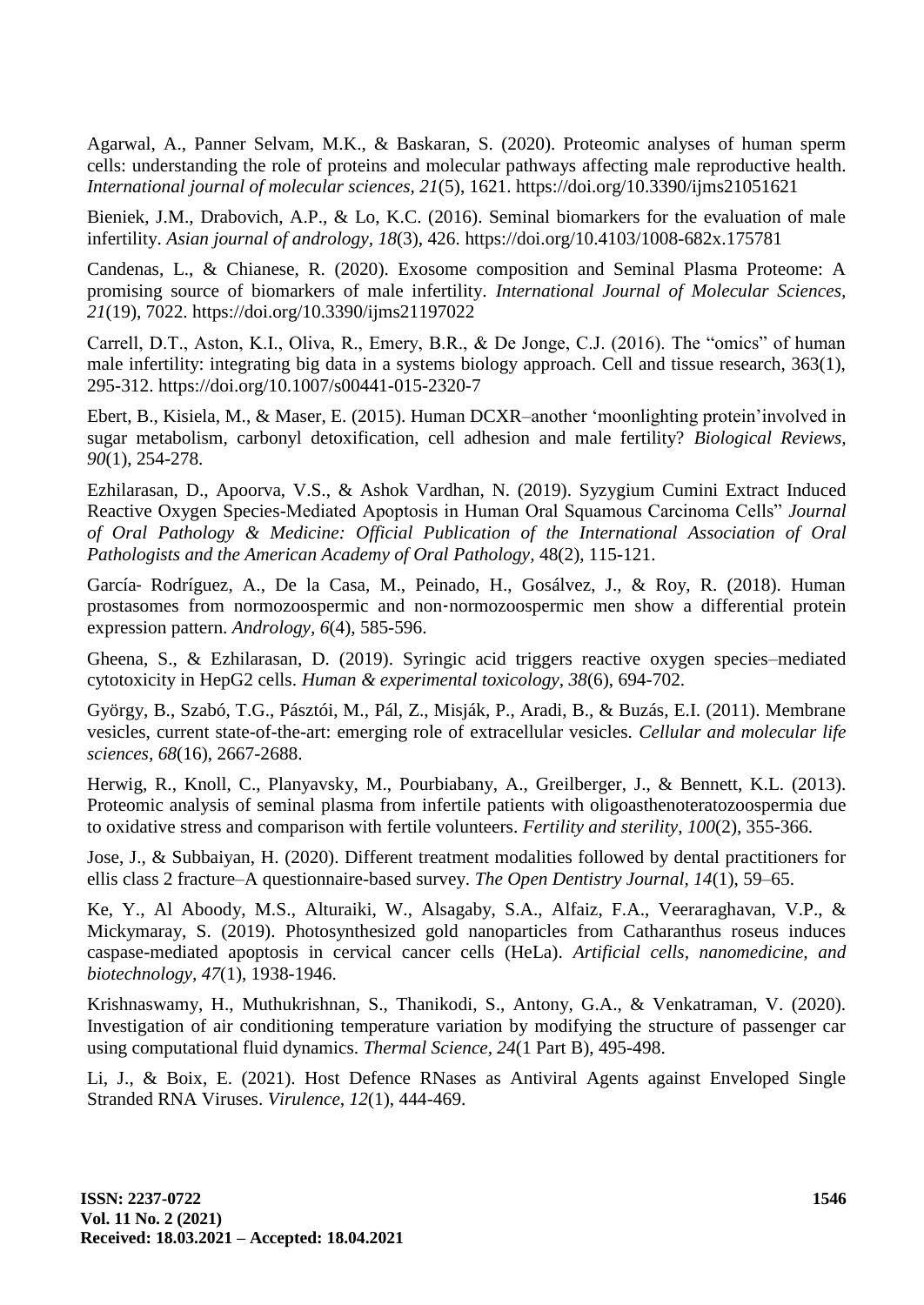Agarwal, A., Panner Selvam, M.K., & Baskaran, S. (2020). Proteomic analyses of human sperm cells: understanding the role of proteins and molecular pathways affecting male reproductive health. *International journal of molecular sciences*, *21*(5), 1621. https://doi.org/10.3390/ijms21051621

Bieniek, J.M., Drabovich, A.P., & Lo, K.C. (2016). Seminal biomarkers for the evaluation of male infertility. *Asian journal of andrology, 18*(3), 426. https://doi.org/10.4103/1008-682x.175781

Candenas, L., & Chianese, R. (2020). Exosome composition and Seminal Plasma Proteome: A promising source of biomarkers of male infertility. *International Journal of Molecular Sciences, 21*(19), 7022. https://doi.org/10.3390/ijms21197022

Carrell, D.T., Aston, K.I., Oliva, R., Emery, B.R., & De Jonge, C.J. (2016). The "omics" of human male infertility: integrating big data in a systems biology approach. Cell and tissue research, 363(1), 295-312. https://doi.org/10.1007/s00441-015-2320-7

Ebert, B., Kisiela, M., & Maser, E. (2015). Human DCXR–another 'moonlighting protein'involved in sugar metabolism, carbonyl detoxification, cell adhesion and male fertility? *Biological Reviews, 90*(1), 254-278.

Ezhilarasan, D., Apoorva, V.S., & Ashok Vardhan, N. (2019). Syzygium Cumini Extract Induced Reactive Oxygen Species-Mediated Apoptosis in Human Oral Squamous Carcinoma Cells" *Journal of Oral Pathology & Medicine: Official Publication of the International Association of Oral Pathologists and the American Academy of Oral Pathology,* 48(2), 115-121.

García‐ Rodríguez, A., De la Casa, M., Peinado, H., Gosálvez, J., & Roy, R. (2018). Human prostasomes from normozoospermic and non‐normozoospermic men show a differential protein expression pattern. *Andrology, 6*(4), 585-596.

Gheena, S., & Ezhilarasan, D. (2019). Syringic acid triggers reactive oxygen species–mediated cytotoxicity in HepG2 cells. *Human & experimental toxicology*, *38*(6), 694-702.

György, B., Szabó, T.G., Pásztói, M., Pál, Z., Misják, P., Aradi, B., & Buzás, E.I. (2011). Membrane vesicles, current state-of-the-art: emerging role of extracellular vesicles. *Cellular and molecular life sciences*, *68*(16), 2667-2688.

Herwig, R., Knoll, C., Planyavsky, M., Pourbiabany, A., Greilberger, J., & Bennett, K.L. (2013). Proteomic analysis of seminal plasma from infertile patients with oligoasthenoteratozoospermia due to oxidative stress and comparison with fertile volunteers. *Fertility and sterility*, *100*(2), 355-366.

Jose, J., & Subbaiyan, H. (2020). Different treatment modalities followed by dental practitioners for ellis class 2 fracture–A questionnaire-based survey. *The Open Dentistry Journal, 14*(1), 59–65.

Ke, Y., Al Aboody, M.S., Alturaiki, W., Alsagaby, S.A., Alfaiz, F.A., Veeraraghavan, V.P., & Mickymaray, S. (2019). Photosynthesized gold nanoparticles from Catharanthus roseus induces caspase-mediated apoptosis in cervical cancer cells (HeLa). *Artificial cells, nanomedicine, and biotechnology*, *47*(1), 1938-1946.

Krishnaswamy, H., Muthukrishnan, S., Thanikodi, S., Antony, G.A., & Venkatraman, V. (2020). Investigation of air conditioning temperature variation by modifying the structure of passenger car using computational fluid dynamics. *Thermal Science, 24*(1 Part B), 495-498.

Li, J., & Boix, E. (2021). Host Defence RNases as Antiviral Agents against Enveloped Single Stranded RNA Viruses. *Virulence*, *12*(1), 444-469.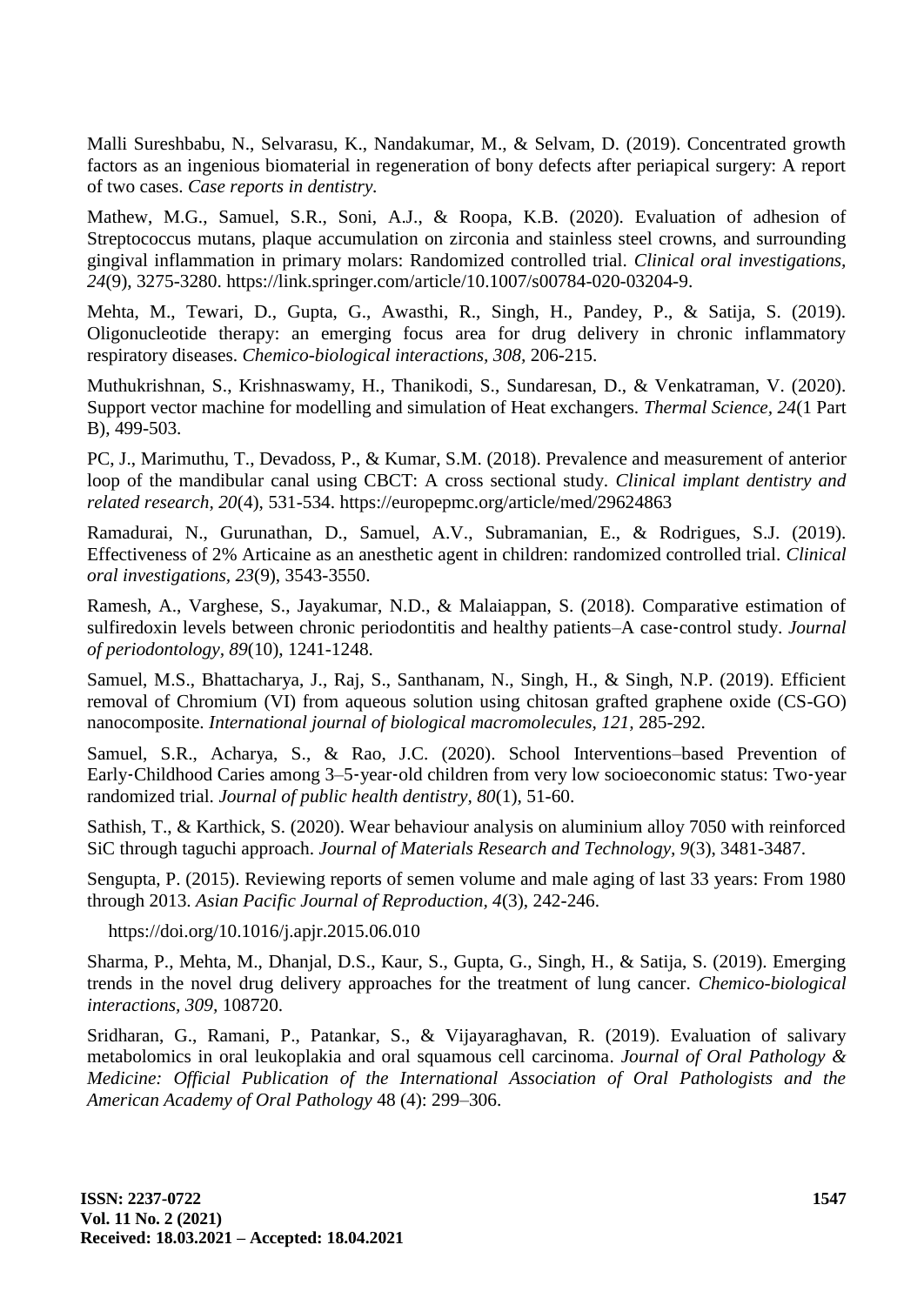Malli Sureshbabu, N., Selvarasu, K., Nandakumar, M., & Selvam, D. (2019). Concentrated growth factors as an ingenious biomaterial in regeneration of bony defects after periapical surgery: A report of two cases. *Case reports in dentistry*.

Mathew, M.G., Samuel, S.R., Soni, A.J., & Roopa, K.B. (2020). Evaluation of adhesion of Streptococcus mutans, plaque accumulation on zirconia and stainless steel crowns, and surrounding gingival inflammation in primary molars: Randomized controlled trial. *Clinical oral investigations*, *24*(9), 3275-3280. https://link.springer.com/article/10.1007/s00784-020-03204-9.

Mehta, M., Tewari, D., Gupta, G., Awasthi, R., Singh, H., Pandey, P., & Satija, S. (2019). Oligonucleotide therapy: an emerging focus area for drug delivery in chronic inflammatory respiratory diseases. *Chemico-biological interactions*, *308*, 206-215.

Muthukrishnan, S., Krishnaswamy, H., Thanikodi, S., Sundaresan, D., & Venkatraman, V. (2020). Support vector machine for modelling and simulation of Heat exchangers. *Thermal Science*, *24*(1 Part B), 499-503.

PC, J., Marimuthu, T., Devadoss, P., & Kumar, S.M. (2018). Prevalence and measurement of anterior loop of the mandibular canal using CBCT: A cross sectional study. *Clinical implant dentistry and related research*, *20*(4), 531-534. https://europepmc.org/article/med/29624863

Ramadurai, N., Gurunathan, D., Samuel, A.V., Subramanian, E., & Rodrigues, S.J. (2019). Effectiveness of 2% Articaine as an anesthetic agent in children: randomized controlled trial. *Clinical oral investigations*, *23*(9), 3543-3550.

Ramesh, A., Varghese, S., Jayakumar, N.D., & Malaiappan, S. (2018). Comparative estimation of sulfiredoxin levels between chronic periodontitis and healthy patients–A case‐control study. *Journal of periodontology*, *89*(10), 1241-1248.

Samuel, M.S., Bhattacharya, J., Raj, S., Santhanam, N., Singh, H., & Singh, N.P. (2019). Efficient removal of Chromium (VI) from aqueous solution using chitosan grafted graphene oxide (CS-GO) nanocomposite. *International journal of biological macromolecules*, *121*, 285-292.

Samuel, S.R., Acharya, S., & Rao, J.C. (2020). School Interventions–based Prevention of Early‐Childhood Caries among 3–5‐year‐old children from very low socioeconomic status: Two‐year randomized trial. *Journal of public health dentistry*, *80*(1), 51-60.

Sathish, T., & Karthick, S. (2020). Wear behaviour analysis on aluminium alloy 7050 with reinforced SiC through taguchi approach. *Journal of Materials Research and Technology*, *9*(3), 3481-3487.

Sengupta, P. (2015). Reviewing reports of semen volume and male aging of last 33 years: From 1980 through 2013. *Asian Pacific Journal of Reproduction*, *4*(3), 242-246.

https://doi.org/10.1016/j.apjr.2015.06.010

Sharma, P., Mehta, M., Dhanjal, D.S., Kaur, S., Gupta, G., Singh, H., & Satija, S. (2019). Emerging trends in the novel drug delivery approaches for the treatment of lung cancer. *Chemico-biological interactions*, *309*, 108720.

Sridharan, G., Ramani, P., Patankar, S., & Vijayaraghavan, R. (2019). Evaluation of salivary metabolomics in oral leukoplakia and oral squamous cell carcinoma. *Journal of Oral Pathology & Medicine: Official Publication of the International Association of Oral Pathologists and the American Academy of Oral Pathology* 48 (4): 299–306.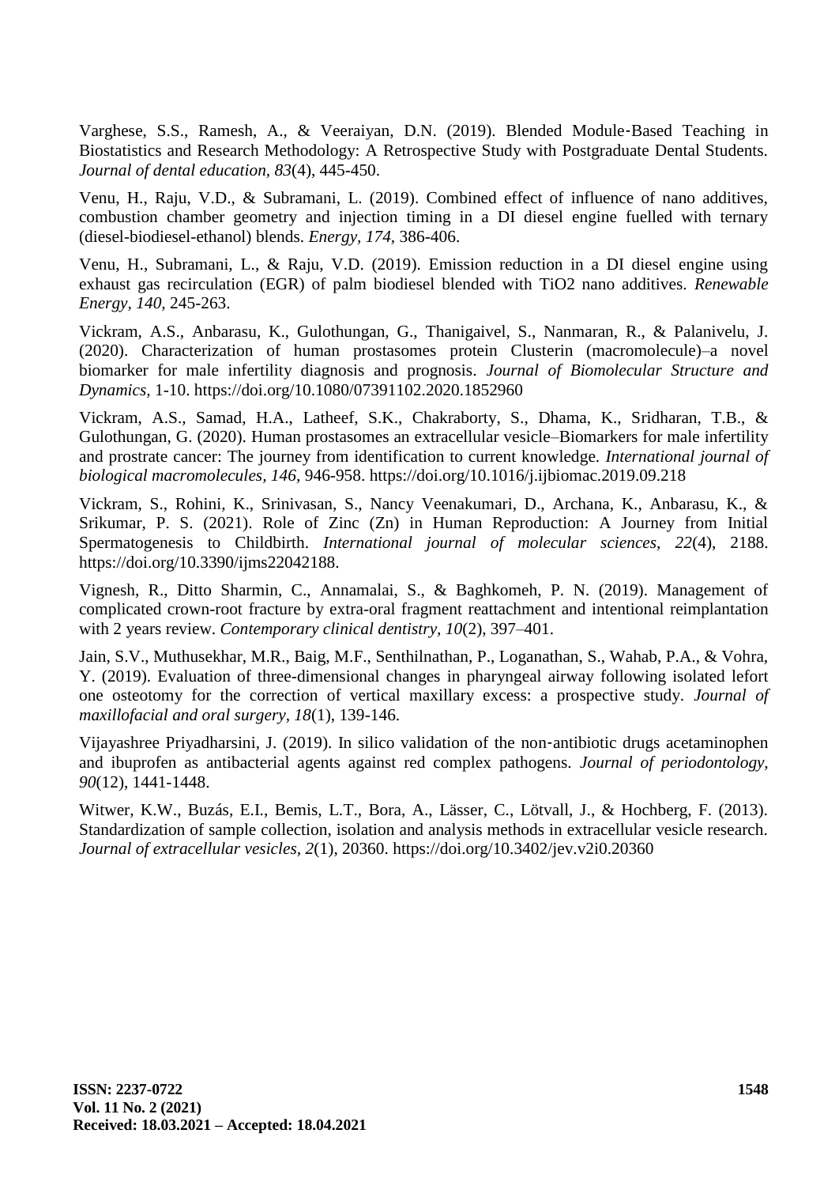Varghese, S.S., Ramesh, A., & Veeraiyan, D.N. (2019). Blended Module‐Based Teaching in Biostatistics and Research Methodology: A Retrospective Study with Postgraduate Dental Students. *Journal of dental education*, *83*(4), 445-450.

Venu, H., Raju, V.D., & Subramani, L. (2019). Combined effect of influence of nano additives, combustion chamber geometry and injection timing in a DI diesel engine fuelled with ternary (diesel-biodiesel-ethanol) blends. *Energy*, *174*, 386-406.

Venu, H., Subramani, L., & Raju, V.D. (2019). Emission reduction in a DI diesel engine using exhaust gas recirculation (EGR) of palm biodiesel blended with TiO2 nano additives. *Renewable Energy*, *140*, 245-263.

Vickram, A.S., Anbarasu, K., Gulothungan, G., Thanigaivel, S., Nanmaran, R., & Palanivelu, J. (2020). Characterization of human prostasomes protein Clusterin (macromolecule)–a novel biomarker for male infertility diagnosis and prognosis. *Journal of Biomolecular Structure and Dynamics*, 1-10. https://doi.org/10.1080/07391102.2020.1852960

Vickram, A.S., Samad, H.A., Latheef, S.K., Chakraborty, S., Dhama, K., Sridharan, T.B., & Gulothungan, G. (2020). Human prostasomes an extracellular vesicle–Biomarkers for male infertility and prostrate cancer: The journey from identification to current knowledge. *International journal of biological macromolecules*, *146*, 946-958. https://doi.org/10.1016/j.ijbiomac.2019.09.218

Vickram, S., Rohini, K., Srinivasan, S., Nancy Veenakumari, D., Archana, K., Anbarasu, K., & Srikumar, P. S. (2021). Role of Zinc (Zn) in Human Reproduction: A Journey from Initial Spermatogenesis to Childbirth. *International journal of molecular sciences*, *22*(4), 2188. https://doi.org/10.3390/ijms22042188.

Vignesh, R., Ditto Sharmin, C., Annamalai, S., & Baghkomeh, P. N. (2019). Management of complicated crown-root fracture by extra-oral fragment reattachment and intentional reimplantation with 2 years review. *Contemporary clinical dentistry*, *10*(2), 397–401.

Jain, S.V., Muthusekhar, M.R., Baig, M.F., Senthilnathan, P., Loganathan, S., Wahab, P.A., & Vohra, Y. (2019). Evaluation of three-dimensional changes in pharyngeal airway following isolated lefort one osteotomy for the correction of vertical maxillary excess: a prospective study. *Journal of maxillofacial and oral surgery*, *18*(1), 139-146.

Vijayashree Priyadharsini, J. (2019). In silico validation of the non‐antibiotic drugs acetaminophen and ibuprofen as antibacterial agents against red complex pathogens. *Journal of periodontology*, *90*(12), 1441-1448.

Witwer, K.W., Buzás, E.I., Bemis, L.T., Bora, A., Lässer, C., Lötvall, J., & Hochberg, F. (2013). Standardization of sample collection, isolation and analysis methods in extracellular vesicle research. *Journal of extracellular vesicles*, *2*(1), 20360. https://doi.org/10.3402/jev.v2i0.20360